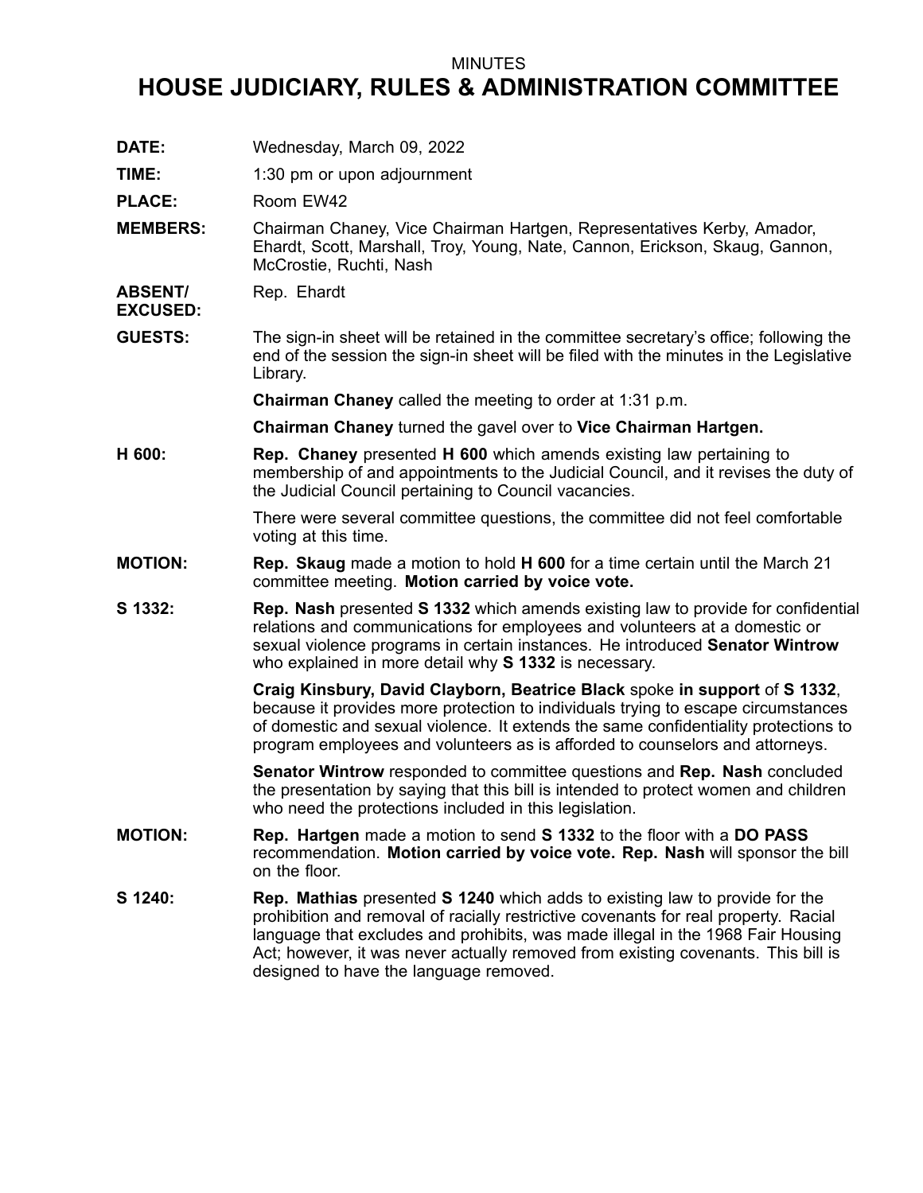MINUTES

# HOUSE JUDICIARY, RULES & ADMINISTRATION COMMITTEE

**DATE:** Wednesday, March 09, 2022

**TIME:** 1:30 pm or upon adjournment

**PLACE:** Room EW42

**MEMBERS:** Chairman Chaney, Vice Chairman Hartgen, Representatives Kerby, Amador, Ehardt, Scott, Marshall, Troy, Young, Nate, Cannon, Erickson, Skaug, Gannon, McCrostie, Ruchti, Nash

**ABSENT/ EXCUSED:** Rep. Ehardt

**GUESTS:** The sign-in sheet will be retained in the committee secretary's office; following the end of the session the sign-in sheet will be filed with the minutes in the Legislative Library.

**Chairman Chaney** called the meeting to order at 1:31 p.m.

**Chairman Chaney** turned the gavel over to **Vice Chairman Hartgen.**

**H 600:** **Rep. Chaney** presented **H 600** which amends existing law pertaining to membership of and appointments to the Judicial Council, and it revises the duty of the Judicial Council pertaining to Council vacancies.

There were several committee questions, the committee did not feel comfortable voting at this time.

**MOTION:** **Rep. Skaug** made a motion to hold **H 600** for a time certain until the March 21 committee meeting. **Motion carried by voice vote.**

**S 1332:** **Rep. Nash** presented **S 1332** which amends existing law to provide for confidential relations and communications for employees and volunteers at a domestic or sexual violence programs in certain instances. He introduced **Senator Wintrow** who explained in more detail why **S 1332** is necessary.

**Craig Kinsbury, David Clayborn, Beatrice Black** spoke **in support** of **S 1332**, because it provides more protection to individuals trying to escape circumstances of domestic and sexual violence. It extends the same confidentiality protections to program employees and volunteers as is afforded to counselors and attorneys.

**Senator Wintrow** responded to committee questions and **Rep. Nash** concluded the presentation by saying that this bill is intended to protect women and children who need the protections included in this legislation.

**MOTION:** **Rep. Hartgen** made a motion to send **S 1332** to the floor with a **DO PASS** recommendation. **Motion carried by voice vote. Rep. Nash** will sponsor the bill on the floor.

**S 1240:** **Rep. Mathias** presented **S 1240** which adds to existing law to provide for the prohibition and removal of racially restrictive covenants for real property. Racial language that excludes and prohibits, was made illegal in the 1968 Fair Housing Act; however, it was never actually removed from existing covenants. This bill is designed to have the language removed.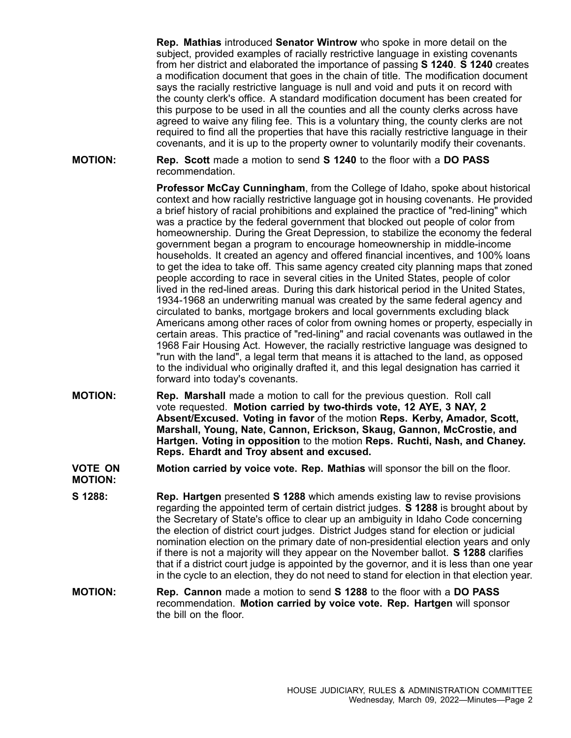**Rep. Mathias** introduced **Senator Wintrow** who spoke in more detail on the subject, provided examples of racially restrictive language in existing covenants from her district and elaborated the importance of passing **S 1240**. **S 1240** creates a modification document that goes in the chain of title. The modification document says the racially restrictive language is null and void and puts it on record with the county clerk's office. A standard modification document has been created for this purpose to be used in all the counties and all the county clerks across have agreed to waive any filing fee. This is a voluntary thing, the county clerks are not required to find all the properties that have this racially restrictive language in their covenants, and it is up to the property owner to voluntarily modify their covenants.

**MOTION:** **Rep. Scott** made a motion to send **S 1240** to the floor with a **DO PASS** recommendation.

**Professor McCay Cunningham**, from the College of Idaho, spoke about historical context and how racially restrictive language got in housing covenants. He provided a brief history of racial prohibitions and explained the practice of "red-lining" which was a practice by the federal government that blocked out people of color from homeownership. During the Great Depression, to stabilize the economy the federal government began a program to encourage homeownership in middle-income households. It created an agency and offered financial incentives, and 100% loans to get the idea to take off. This same agency created city planning maps that zoned people according to race in several cities in the United States, people of color lived in the red-lined areas. During this dark historical period in the United States, 1934-1968 an underwriting manual was created by the same federal agency and circulated to banks, mortgage brokers and local governments excluding black Americans among other races of color from owning homes or property, especially in certain areas. This practice of "red-lining" and racial covenants was outlawed in the 1968 Fair Housing Act. However, the racially restrictive language was designed to "run with the land", a legal term that means it is attached to the land, as opposed to the individual who originally drafted it, and this legal designation has carried it forward into today's covenants.

**MOTION:** **Rep. Marshall** made a motion to call for the previous question. Roll call vote requested. **Motion carried by two-thirds vote, 12 AYE, 3 NAY, 2 Absent/Excused. Voting in favor** of the motion **Reps. Kerby, Amador, Scott, Marshall, Young, Nate, Cannon, Erickson, Skaug, Gannon, McCrostie, and Hartgen. Voting in opposition** to the motion **Reps. Ruchti, Nash, and Chaney. Reps. Ehardt and Troy absent and excused.**

**VOTE ON MOTION:** **Motion carried by voice vote. Rep. Mathias** will sponsor the bill on the floor.

**S 1288:** **Rep. Hartgen** presented **S 1288** which amends existing law to revise provisions regarding the appointed term of certain district judges. **S 1288** is brought about by the Secretary of State's office to clear up an ambiguity in Idaho Code concerning the election of district court judges. District Judges stand for election or judicial nomination election on the primary date of non-presidential election years and only if there is not a majority will they appear on the November ballot. **S 1288** clarifies that if a district court judge is appointed by the governor, and it is less than one year in the cycle to an election, they do not need to stand for election in that election year.

**MOTION:** **Rep. Cannon** made a motion to send **S 1288** to the floor with a **DO PASS** recommendation. **Motion carried by voice vote. Rep. Hartgen** will sponsor the bill on the floor.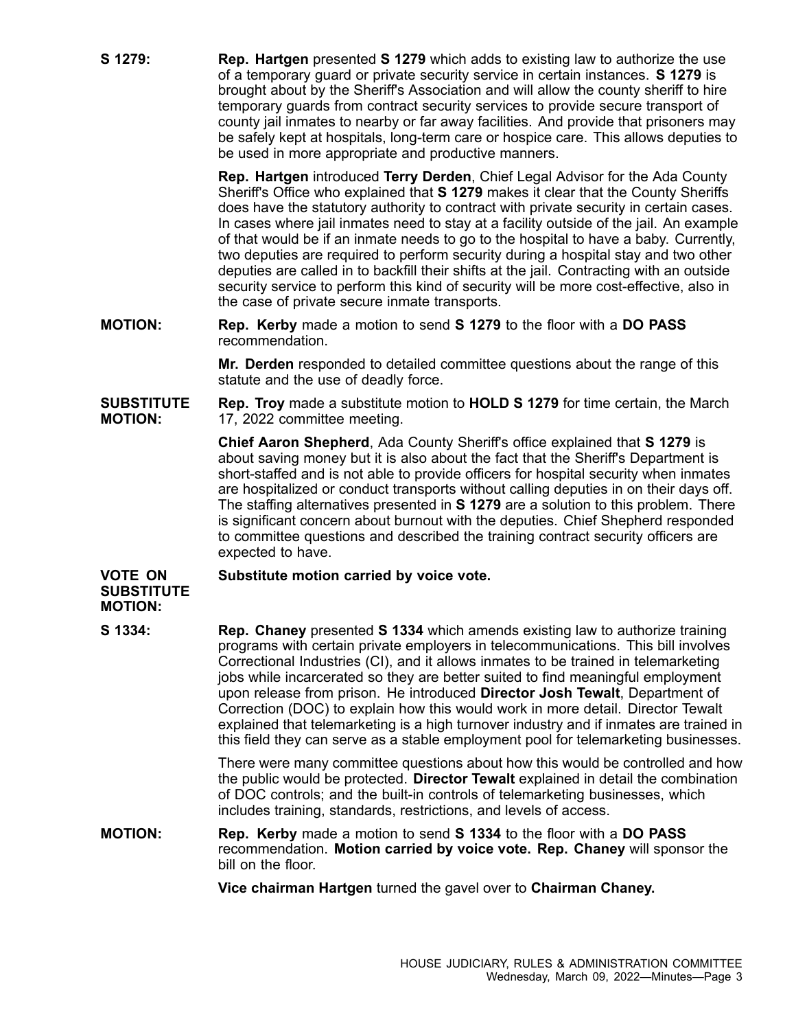**S 1279:** **Rep. Hartgen** presented **S 1279** which adds to existing law to authorize the use of a temporary guard or private security service in certain instances. **S 1279** is brought about by the Sheriff's Association and will allow the county sheriff to hire temporary guards from contract security services to provide secure transport of county jail inmates to nearby or far away facilities. And provide that prisoners may be safely kept at hospitals, long-term care or hospice care. This allows deputies to be used in more appropriate and productive manners.

**Rep. Hartgen** introduced **Terry Derden**, Chief Legal Advisor for the Ada County Sheriff's Office who explained that **S 1279** makes it clear that the County Sheriffs does have the statutory authority to contract with private security in certain cases. In cases where jail inmates need to stay at a facility outside of the jail. An example of that would be if an inmate needs to go to the hospital to have a baby. Currently, two deputies are required to perform security during a hospital stay and two other deputies are called in to backfill their shifts at the jail. Contracting with an outside security service to perform this kind of security will be more cost-effective, also in the case of private secure inmate transports.

**MOTION:** **Rep. Kerby** made a motion to send **S 1279** to the floor with a **DO PASS** recommendation.

**Mr. Derden** responded to detailed committee questions about the range of this statute and the use of deadly force.

**SUBSTITUTE MOTION:** **Rep. Troy** made a substitute motion to **HOLD S 1279** for time certain, the March 17, 2022 committee meeting.

**Chief Aaron Shepherd**, Ada County Sheriff's office explained that **S 1279** is about saving money but it is also about the fact that the Sheriff's Department is short-staffed and is not able to provide officers for hospital security when inmates are hospitalized or conduct transports without calling deputies in on their days off. The staffing alternatives presented in **S 1279** are a solution to this problem. There is significant concern about burnout with the deputies. Chief Shepherd responded to committee questions and described the training contract security officers are expected to have.

**VOTE ON SUBSTITUTE MOTION:** **Substitute motion carried by voice vote.**

**S 1334:** **Rep. Chaney** presented **S 1334** which amends existing law to authorize training programs with certain private employers in telecommunications. This bill involves Correctional Industries (CI), and it allows inmates to be trained in telemarketing jobs while incarcerated so they are better suited to find meaningful employment upon release from prison. He introduced **Director Josh Tewalt**, Department of Correction (DOC) to explain how this would work in more detail. Director Tewalt explained that telemarketing is a high turnover industry and if inmates are trained in this field they can serve as a stable employment pool for telemarketing businesses.

There were many committee questions about how this would be controlled and how the public would be protected. **Director Tewalt** explained in detail the combination of DOC controls; and the built-in controls of telemarketing businesses, which includes training, standards, restrictions, and levels of access.

**MOTION:** **Rep. Kerby** made a motion to send **S 1334** to the floor with a **DO PASS** recommendation. **Motion carried by voice vote. Rep. Chaney** will sponsor the bill on the floor.

**Vice chairman Hartgen** turned the gavel over to **Chairman Chaney.**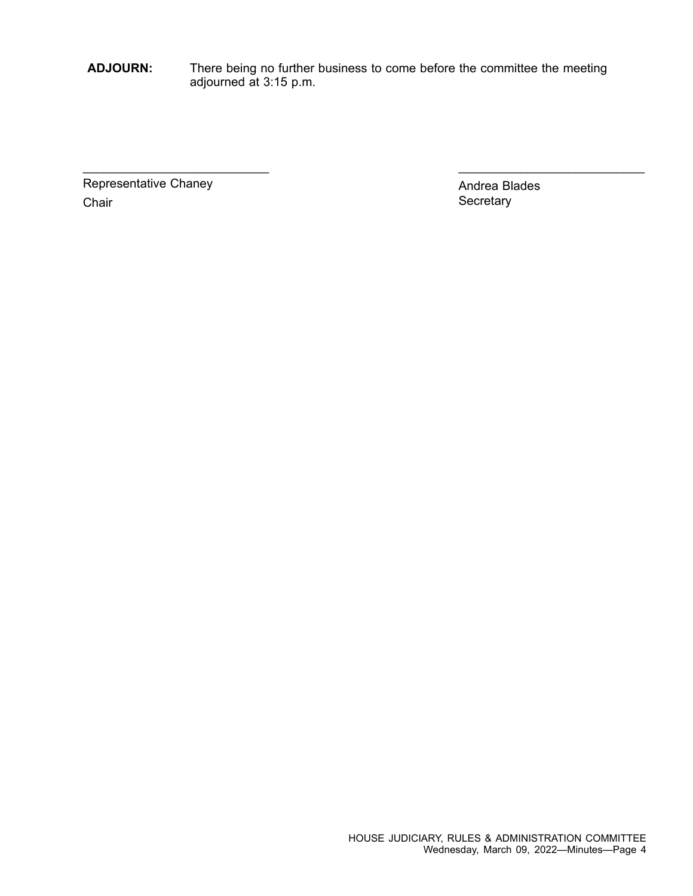**ADJOURN:** There being no further business to come before the committee the meeting adjourned at 3:15 p.m.

___________________________
Representative Chaney
Chair

___________________________
Andrea Blades
Secretary